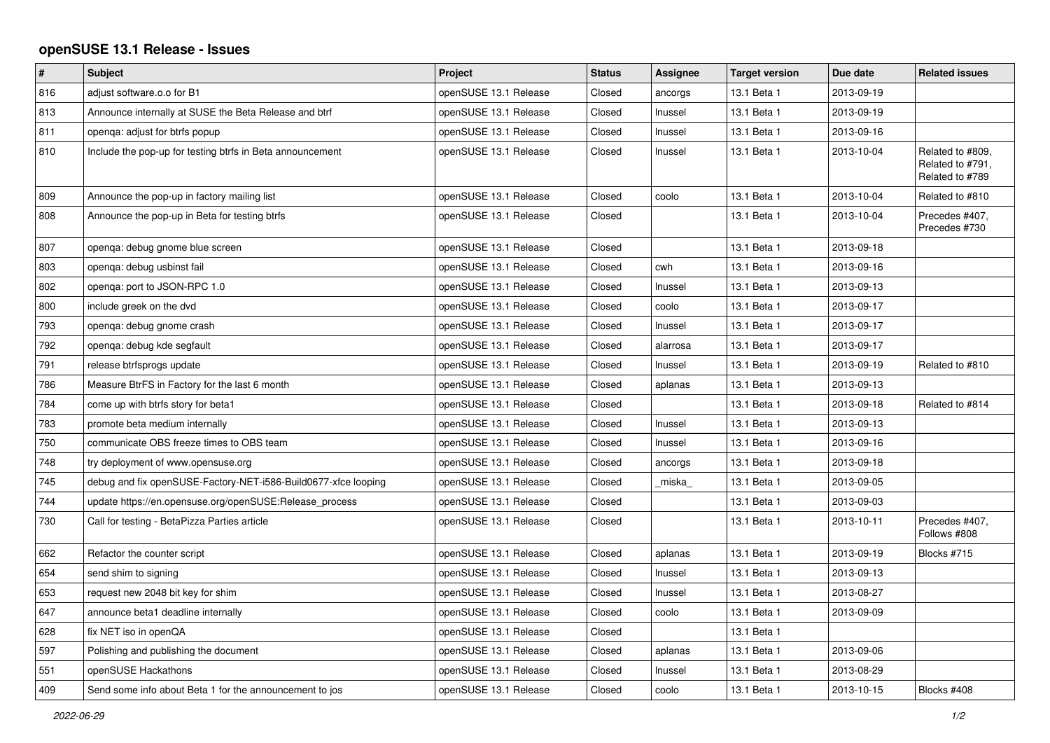# openSUSE 13.1 Release - Issues

| # | Subject | Project | Status | Assignee | Target version | Due date | Related issues |
|---|---|---|---|---|---|---|---|
| 816 | adjust software.o.o for B1 | openSUSE 13.1 Release | Closed | ancorgs | 13.1 Beta 1 | 2013-09-19 | |
| 813 | Announce internally at SUSE the Beta Release and btrf | openSUSE 13.1 Release | Closed | lnussel | 13.1 Beta 1 | 2013-09-19 | |
| 811 | openqa: adjust for btrfs popup | openSUSE 13.1 Release | Closed | lnussel | 13.1 Beta 1 | 2013-09-16 | |
| 810 | Include the pop-up for testing btrfs in Beta announcement | openSUSE 13.1 Release | Closed | lnussel | 13.1 Beta 1 | 2013-10-04 | Related to #809, Related to #791, Related to #789 |
| 809 | Announce the pop-up in factory mailing list | openSUSE 13.1 Release | Closed | coolo | 13.1 Beta 1 | 2013-10-04 | Related to #810 |
| 808 | Announce the pop-up in Beta for testing btrfs | openSUSE 13.1 Release | Closed | | 13.1 Beta 1 | 2013-10-04 | Precedes #407, Precedes #730 |
| 807 | openqa: debug gnome blue screen | openSUSE 13.1 Release | Closed | | 13.1 Beta 1 | 2013-09-18 | |
| 803 | openqa: debug usbinst fail | openSUSE 13.1 Release | Closed | cwh | 13.1 Beta 1 | 2013-09-16 | |
| 802 | openqa: port to JSON-RPC 1.0 | openSUSE 13.1 Release | Closed | lnussel | 13.1 Beta 1 | 2013-09-13 | |
| 800 | include greek on the dvd | openSUSE 13.1 Release | Closed | coolo | 13.1 Beta 1 | 2013-09-17 | |
| 793 | openqa: debug gnome crash | openSUSE 13.1 Release | Closed | lnussel | 13.1 Beta 1 | 2013-09-17 | |
| 792 | openqa: debug kde segfault | openSUSE 13.1 Release | Closed | alarrosa | 13.1 Beta 1 | 2013-09-17 | |
| 791 | release btrfsprogs update | openSUSE 13.1 Release | Closed | lnussel | 13.1 Beta 1 | 2013-09-19 | Related to #810 |
| 786 | Measure BtrFS in Factory for the last 6 month | openSUSE 13.1 Release | Closed | aplanas | 13.1 Beta 1 | 2013-09-13 | |
| 784 | come up with btrfs story for beta1 | openSUSE 13.1 Release | Closed | | 13.1 Beta 1 | 2013-09-18 | Related to #814 |
| 783 | promote beta medium internally | openSUSE 13.1 Release | Closed | lnussel | 13.1 Beta 1 | 2013-09-13 | |
| 750 | communicate OBS freeze times to OBS team | openSUSE 13.1 Release | Closed | lnussel | 13.1 Beta 1 | 2013-09-16 | |
| 748 | try deployment of www.opensuse.org | openSUSE 13.1 Release | Closed | ancorgs | 13.1 Beta 1 | 2013-09-18 | |
| 745 | debug and fix openSUSE-Factory-NET-i586-Build0677-xfce looping | openSUSE 13.1 Release | Closed | _miska_ | 13.1 Beta 1 | 2013-09-05 | |
| 744 | update https://en.opensuse.org/openSUSE:Release_process | openSUSE 13.1 Release | Closed | | 13.1 Beta 1 | 2013-09-03 | |
| 730 | Call for testing - BetaPizza Parties article | openSUSE 13.1 Release | Closed | | 13.1 Beta 1 | 2013-10-11 | Precedes #407, Follows #808 |
| 662 | Refactor the counter script | openSUSE 13.1 Release | Closed | aplanas | 13.1 Beta 1 | 2013-09-19 | Blocks #715 |
| 654 | send shim to signing | openSUSE 13.1 Release | Closed | lnussel | 13.1 Beta 1 | 2013-09-13 | |
| 653 | request new 2048 bit key for shim | openSUSE 13.1 Release | Closed | lnussel | 13.1 Beta 1 | 2013-08-27 | |
| 647 | announce beta1 deadline internally | openSUSE 13.1 Release | Closed | coolo | 13.1 Beta 1 | 2013-09-09 | |
| 628 | fix NET iso in openQA | openSUSE 13.1 Release | Closed | | 13.1 Beta 1 | | |
| 597 | Polishing and publishing the document | openSUSE 13.1 Release | Closed | aplanas | 13.1 Beta 1 | 2013-09-06 | |
| 551 | openSUSE Hackathons | openSUSE 13.1 Release | Closed | lnussel | 13.1 Beta 1 | 2013-08-29 | |
| 409 | Send some info about Beta 1 for the announcement to jos | openSUSE 13.1 Release | Closed | coolo | 13.1 Beta 1 | 2013-10-15 | Blocks #408 |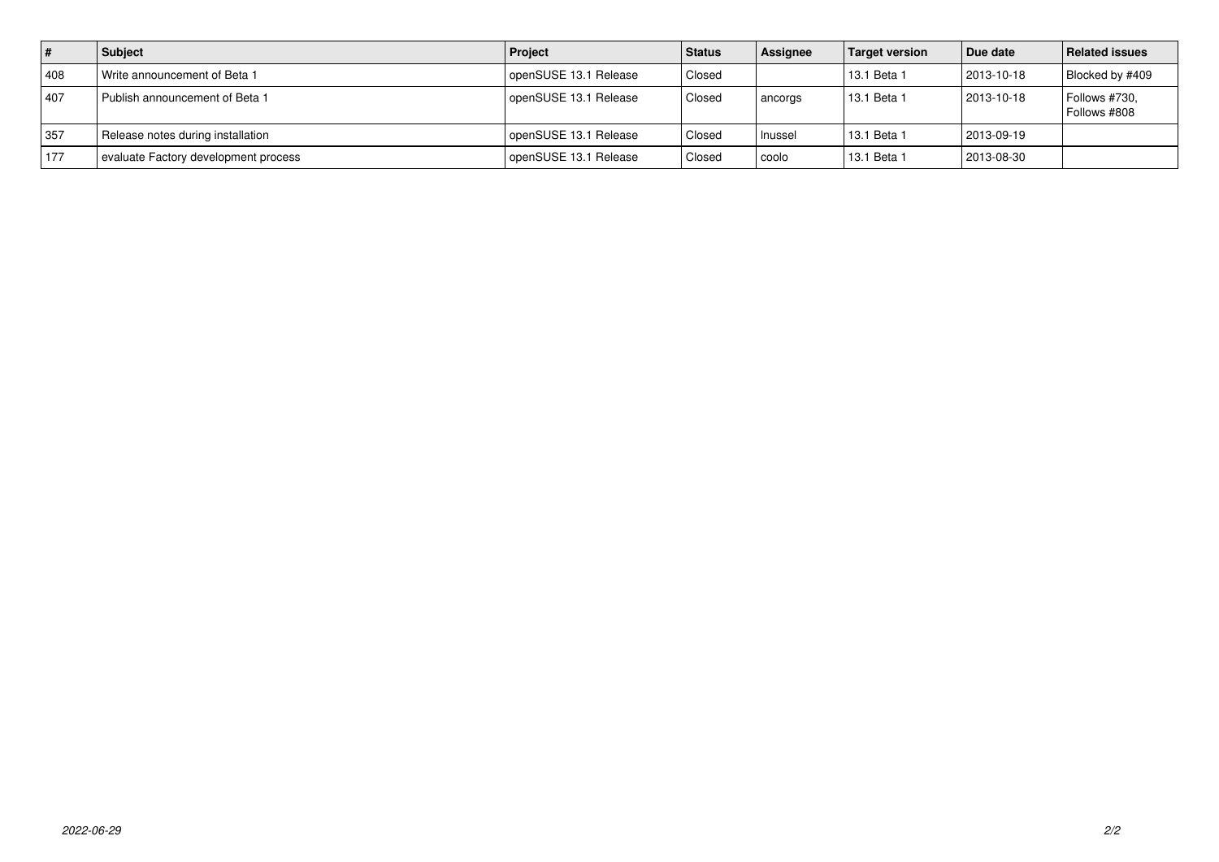| # | Subject | Project | Status | Assignee | Target version | Due date | Related issues |
|---|---|---|---|---|---|---|---|
| 408 | Write announcement of Beta 1 | openSUSE 13.1 Release | Closed | | 13.1 Beta 1 | 2013-10-18 | Blocked by #409 |
| 407 | Publish announcement of Beta 1 | openSUSE 13.1 Release | Closed | ancorgs | 13.1 Beta 1 | 2013-10-18 | Follows #730, Follows #808 |
| 357 | Release notes during installation | openSUSE 13.1 Release | Closed | lnussel | 13.1 Beta 1 | 2013-09-19 | |
| 177 | evaluate Factory development process | openSUSE 13.1 Release | Closed | coolo | 13.1 Beta 1 | 2013-08-30 | |

*2022-06-29*